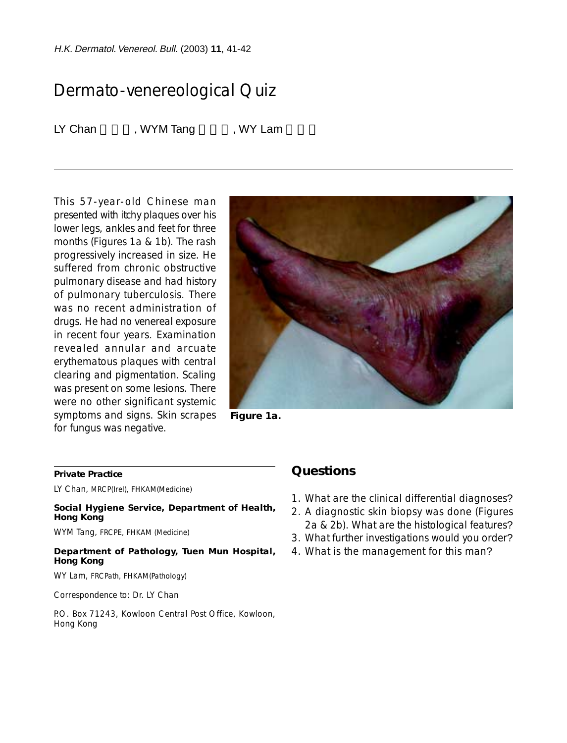# Dermato-venereological Quiz

LY Chan, WYM Tang, WY Lam

This 57-year-old Chinese man presented with itchy plaques over his lower legs, ankles and feet for three months (Figures 1a & 1b). The rash progressively increased in size. He suffered from chronic obstructive pulmonary disease and had history of pulmonary tuberculosis. There was no recent administration of drugs. He had no venereal exposure in recent four years. Examination revealed annular and arcuate erythematous plaques with central clearing and pigmentation. Scaling was present on some lesions. There were no other significant systemic symptoms and signs. Skin scrapes for fungus was negative.

**Figure 1a.**

**Private Practice**

LY Chan, MRCP(Irel), FHKAM(Medicine)

**Social Hygiene Service, Department of Health, Hong Kong**

WYM Tang, FRCPE, FHKAM (Medicine)

**Department of Pathology, Tuen Mun Hospital, Hong Kong**

WY Lam, FRCPath, FHKAM(Pathology)

Correspondence to: Dr. LY Chan

P.O. Box 71243, Kowloon Central Post Office, Kowloon, Hong Kong

## Questions

1. What are the clinical differential diagnoses?
2. A diagnostic skin biopsy was done (Figures 2a & 2b). What are the histological features?
3. What further investigations would you order?
4. What is the management for this man?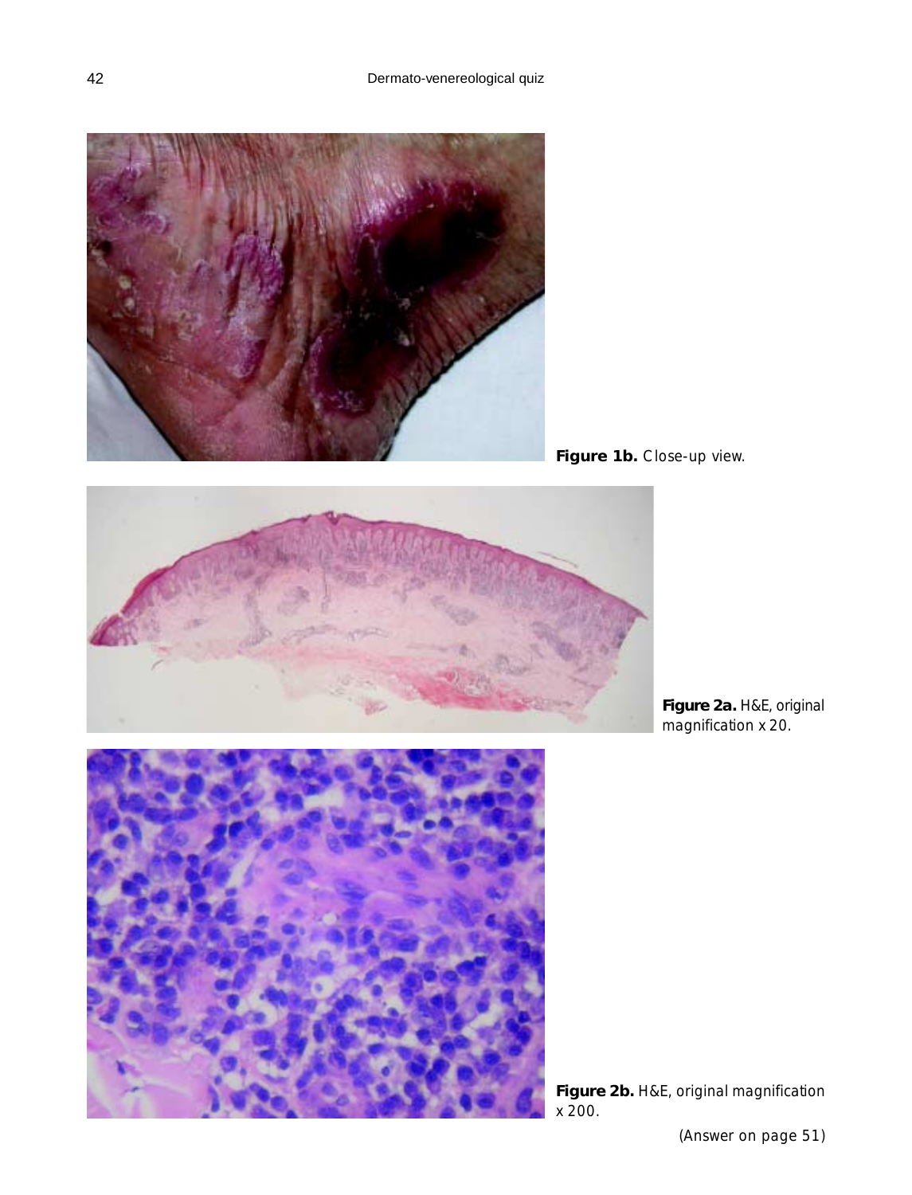**Figure 1b.** Close-up view.

**Figure 2a.** H&E, original magnification x 20.

**Figure 2b.** H&E, original magnification x 200.

(Answer on page 51)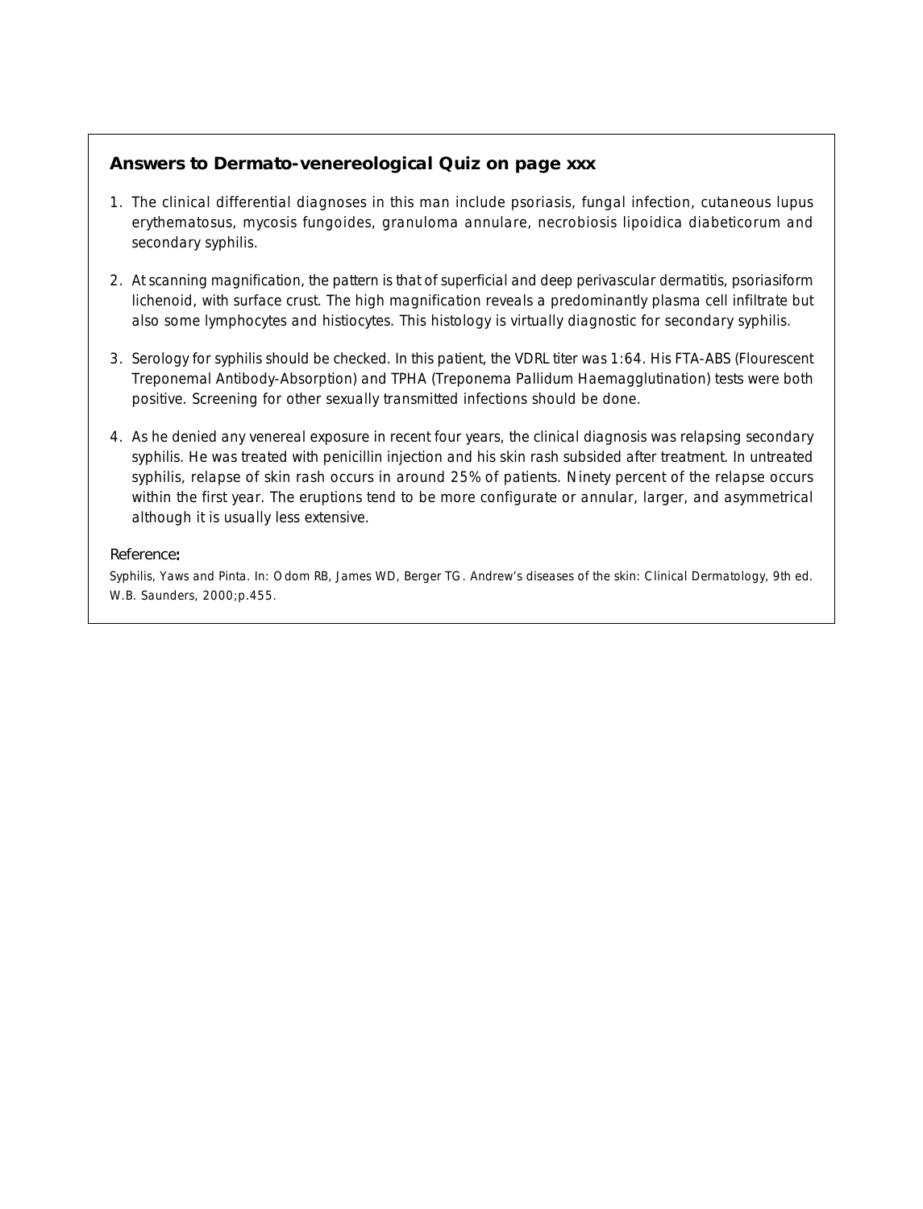## Answers to Dermato-venereological Quiz on page xxx

1. The clinical differential diagnoses in this man include psoriasis, fungal infection, cutaneous lupus erythematosus, mycosis fungoides, granuloma annulare, necrobiosis lipoidica diabeticorum and secondary syphilis.

2. At scanning magnification, the pattern is that of superficial and deep perivascular dermatitis, psoriasiform lichenoid, with surface crust. The high magnification reveals a predominantly plasma cell infiltrate but also some lymphocytes and histiocytes. This histology is virtually diagnostic for secondary syphilis.

3. Serology for syphilis should be checked. In this patient, the VDRL titer was 1:64. His FTA-ABS (Flourescent Treponemal Antibody-Absorption) and TPHA (Treponema Pallidum Haemagglutination) tests were both positive. Screening for other sexually transmitted infections should be done.

4. As he denied any venereal exposure in recent four years, the clinical diagnosis was relapsing secondary syphilis. He was treated with penicillin injection and his skin rash subsided after treatment. In untreated syphilis, relapse of skin rash occurs in around 25% of patients. Ninety percent of the relapse occurs within the first year. The eruptions tend to be more configurate or annular, larger, and asymmetrical although it is usually less extensive.

Reference:

Syphilis, Yaws and Pinta. In: Odom RB, James WD, Berger TG. Andrew's diseases of the skin: Clinical Dermatology, 9th ed. W.B. Saunders, 2000;p.455.